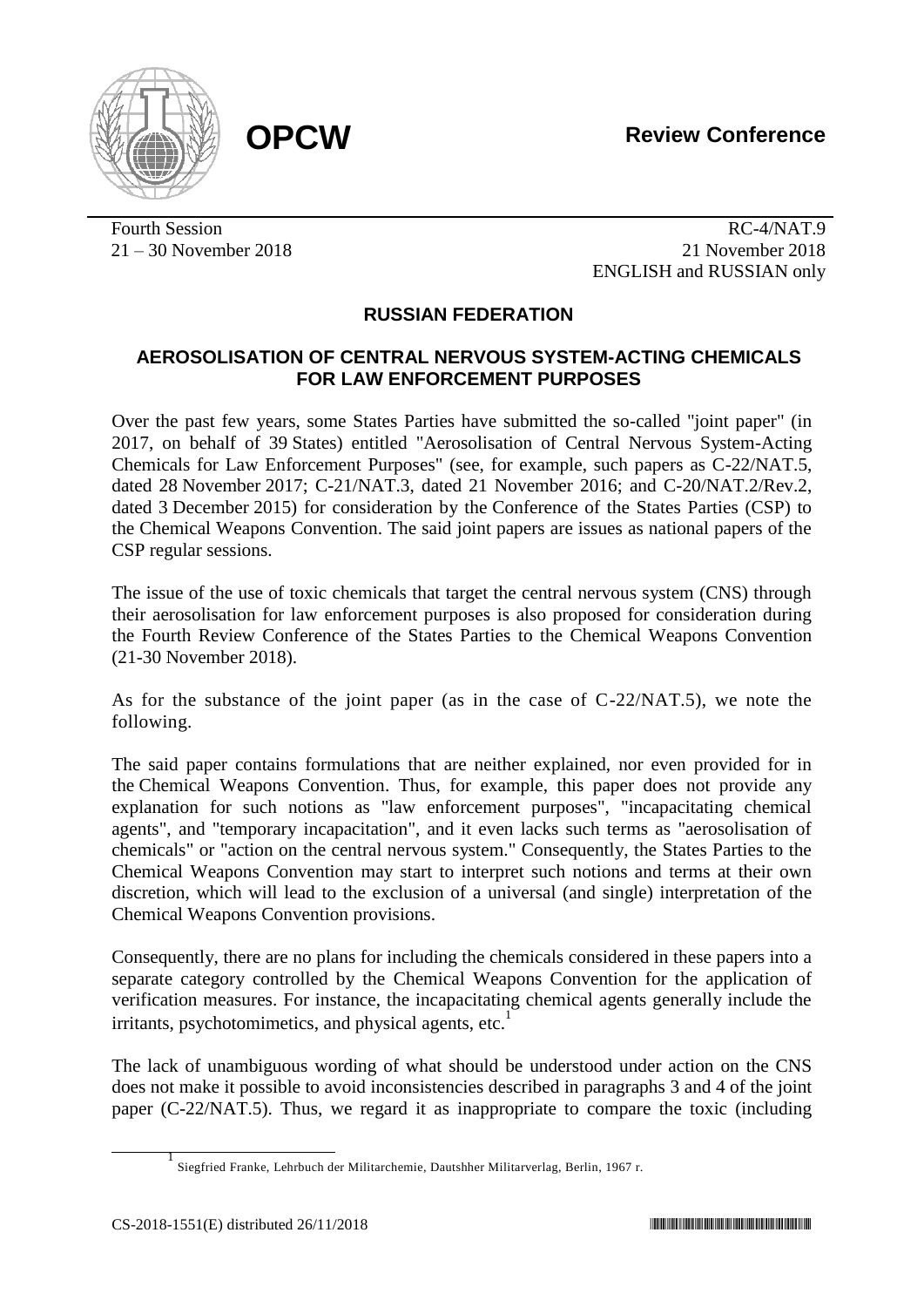**OPCW**

**Review Conference**

Fourth Session
21 – 30 November 2018

RC-4/NAT.9
21 November 2018
ENGLISH and RUSSIAN only

## RUSSIAN FEDERATION

### AEROSOLISATION OF CENTRAL NERVOUS SYSTEM-ACTING CHEMICALS FOR LAW ENFORCEMENT PURPOSES

Over the past few years, some States Parties have submitted the so-called "joint paper" (in 2017, on behalf of 39 States) entitled "Aerosolisation of Central Nervous System-Acting Chemicals for Law Enforcement Purposes" (see, for example, such papers as C-22/NAT.5, dated 28 November 2017; C-21/NAT.3, dated 21 November 2016; and C-20/NAT.2/Rev.2, dated 3 December 2015) for consideration by the Conference of the States Parties (CSP) to the Chemical Weapons Convention. The said joint papers are issues as national papers of the CSP regular sessions.

The issue of the use of toxic chemicals that target the central nervous system (CNS) through their aerosolisation for law enforcement purposes is also proposed for consideration during the Fourth Review Conference of the States Parties to the Chemical Weapons Convention (21-30 November 2018).

As for the substance of the joint paper (as in the case of C-22/NAT.5), we note the following.

The said paper contains formulations that are neither explained, nor even provided for in the Chemical Weapons Convention. Thus, for example, this paper does not provide any explanation for such notions as "law enforcement purposes", "incapacitating chemical agents", and "temporary incapacitation", and it even lacks such terms as "aerosolisation of chemicals" or "action on the central nervous system." Consequently, the States Parties to the Chemical Weapons Convention may start to interpret such notions and terms at their own discretion, which will lead to the exclusion of a universal (and single) interpretation of the Chemical Weapons Convention provisions.

Consequently, there are no plans for including the chemicals considered in these papers into a separate category controlled by the Chemical Weapons Convention for the application of verification measures. For instance, the incapacitating chemical agents generally include the irritants, psychotomimetics, and physical agents, etc.[1]

The lack of unambiguous wording of what should be understood under action on the CNS does not make it possible to avoid inconsistencies described in paragraphs 3 and 4 of the joint paper (C-22/NAT.5). Thus, we regard it as inappropriate to compare the toxic (including

[1] Siegfried Franke, Lehrbuch der Militarchemie, Dautshher Militarverlag, Berlin, 1967 г.

CS-2018-1551(E) distributed 26/11/2018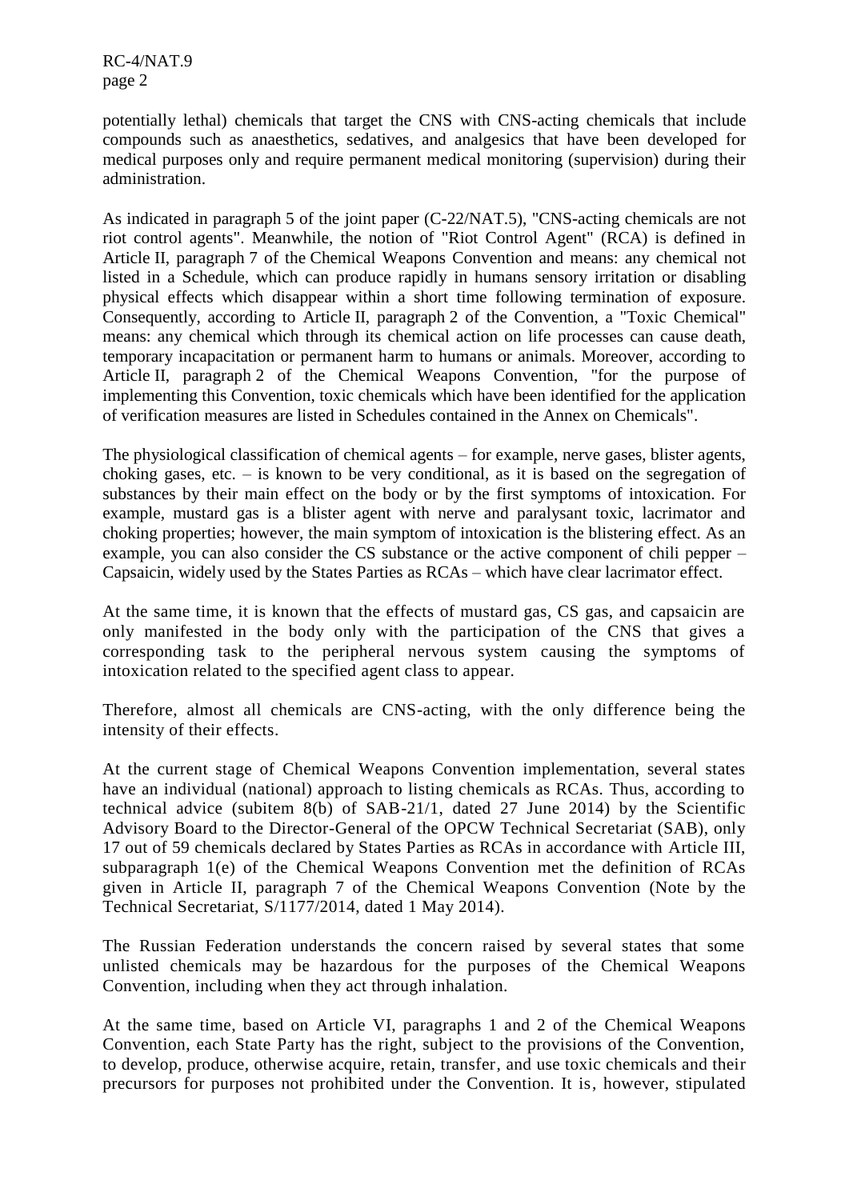potentially lethal) chemicals that target the CNS with CNS-acting chemicals that include compounds such as anaesthetics, sedatives, and analgesics that have been developed for medical purposes only and require permanent medical monitoring (supervision) during their administration.

As indicated in paragraph 5 of the joint paper (C-22/NAT.5), "CNS-acting chemicals are not riot control agents". Meanwhile, the notion of "Riot Control Agent" (RCA) is defined in Article II, paragraph 7 of the Chemical Weapons Convention and means: any chemical not listed in a Schedule, which can produce rapidly in humans sensory irritation or disabling physical effects which disappear within a short time following termination of exposure. Consequently, according to Article II, paragraph 2 of the Convention, a "Toxic Chemical" means: any chemical which through its chemical action on life processes can cause death, temporary incapacitation or permanent harm to humans or animals. Moreover, according to Article II, paragraph 2 of the Chemical Weapons Convention, "for the purpose of implementing this Convention, toxic chemicals which have been identified for the application of verification measures are listed in Schedules contained in the Annex on Chemicals".

The physiological classification of chemical agents – for example, nerve gases, blister agents, choking gases, etc. – is known to be very conditional, as it is based on the segregation of substances by their main effect on the body or by the first symptoms of intoxication. For example, mustard gas is a blister agent with nerve and paralysant toxic, lacrimator and choking properties; however, the main symptom of intoxication is the blistering effect. As an example, you can also consider the CS substance or the active component of chili pepper – Capsaicin, widely used by the States Parties as RCAs – which have clear lacrimator effect.

At the same time, it is known that the effects of mustard gas, CS gas, and capsaicin are only manifested in the body only with the participation of the CNS that gives a corresponding task to the peripheral nervous system causing the symptoms of intoxication related to the specified agent class to appear.

Therefore, almost all chemicals are CNS-acting, with the only difference being the intensity of their effects.

At the current stage of Chemical Weapons Convention implementation, several states have an individual (national) approach to listing chemicals as RCAs. Thus, according to technical advice (subitem 8(b) of SAB-21/1, dated 27 June 2014) by the Scientific Advisory Board to the Director-General of the OPCW Technical Secretariat (SAB), only 17 out of 59 chemicals declared by States Parties as RCAs in accordance with Article III, subparagraph 1(e) of the Chemical Weapons Convention met the definition of RCAs given in Article II, paragraph 7 of the Chemical Weapons Convention (Note by the Technical Secretariat, S/1177/2014, dated 1 May 2014).

The Russian Federation understands the concern raised by several states that some unlisted chemicals may be hazardous for the purposes of the Chemical Weapons Convention, including when they act through inhalation.

At the same time, based on Article VI, paragraphs 1 and 2 of the Chemical Weapons Convention, each State Party has the right, subject to the provisions of the Convention, to develop, produce, otherwise acquire, retain, transfer, and use toxic chemicals and their precursors for purposes not prohibited under the Convention. It is, however, stipulated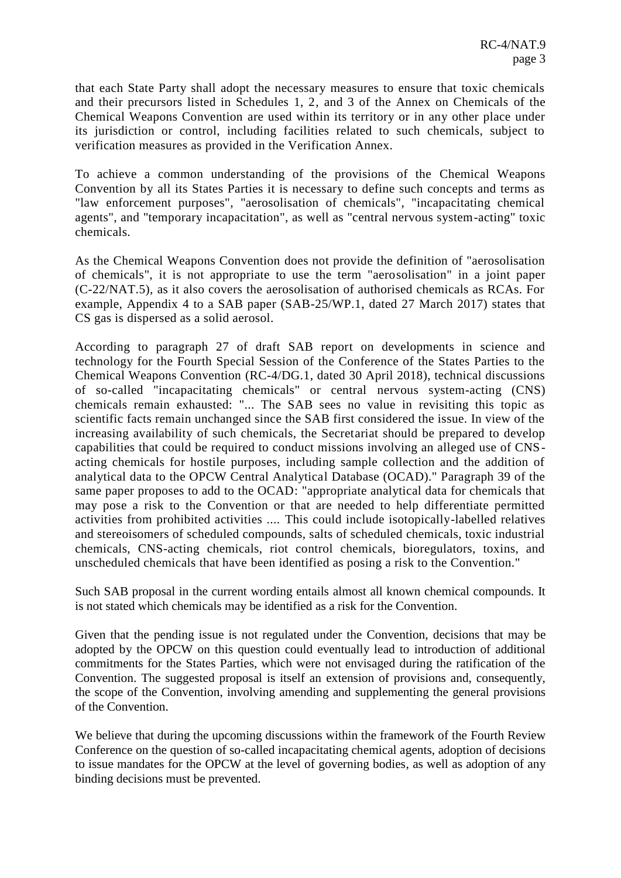that each State Party shall adopt the necessary measures to ensure that toxic chemicals and their precursors listed in Schedules 1, 2, and 3 of the Annex on Chemicals of the Chemical Weapons Convention are used within its territory or in any other place under its jurisdiction or control, including facilities related to such chemicals, subject to verification measures as provided in the Verification Annex.

To achieve a common understanding of the provisions of the Chemical Weapons Convention by all its States Parties it is necessary to define such concepts and terms as "law enforcement purposes", "aerosolisation of chemicals", "incapacitating chemical agents", and "temporary incapacitation", as well as "central nervous system-acting" toxic chemicals.

As the Chemical Weapons Convention does not provide the definition of "aerosolisation of chemicals", it is not appropriate to use the term "aerosolisation" in a joint paper (C-22/NAT.5), as it also covers the aerosolisation of authorised chemicals as RCAs. For example, Appendix 4 to a SAB paper (SAB-25/WP.1, dated 27 March 2017) states that CS gas is dispersed as a solid aerosol.

According to paragraph 27 of draft SAB report on developments in science and technology for the Fourth Special Session of the Conference of the States Parties to the Chemical Weapons Convention (RC-4/DG.1, dated 30 April 2018), technical discussions of so-called "incapacitating chemicals" or central nervous system-acting (CNS) chemicals remain exhausted: "... The SAB sees no value in revisiting this topic as scientific facts remain unchanged since the SAB first considered the issue. In view of the increasing availability of such chemicals, the Secretariat should be prepared to develop capabilities that could be required to conduct missions involving an alleged use of CNS-acting chemicals for hostile purposes, including sample collection and the addition of analytical data to the OPCW Central Analytical Database (OCAD)." Paragraph 39 of the same paper proposes to add to the OCAD: "appropriate analytical data for chemicals that may pose a risk to the Convention or that are needed to help differentiate permitted activities from prohibited activities .... This could include isotopically-labelled relatives and stereoisomers of scheduled compounds, salts of scheduled chemicals, toxic industrial chemicals, CNS-acting chemicals, riot control chemicals, bioregulators, toxins, and unscheduled chemicals that have been identified as posing a risk to the Convention."

Such SAB proposal in the current wording entails almost all known chemical compounds. It is not stated which chemicals may be identified as a risk for the Convention.

Given that the pending issue is not regulated under the Convention, decisions that may be adopted by the OPCW on this question could eventually lead to introduction of additional commitments for the States Parties, which were not envisaged during the ratification of the Convention. The suggested proposal is itself an extension of provisions and, consequently, the scope of the Convention, involving amending and supplementing the general provisions of the Convention.

We believe that during the upcoming discussions within the framework of the Fourth Review Conference on the question of so-called incapacitating chemical agents, adoption of decisions to issue mandates for the OPCW at the level of governing bodies, as well as adoption of any binding decisions must be prevented.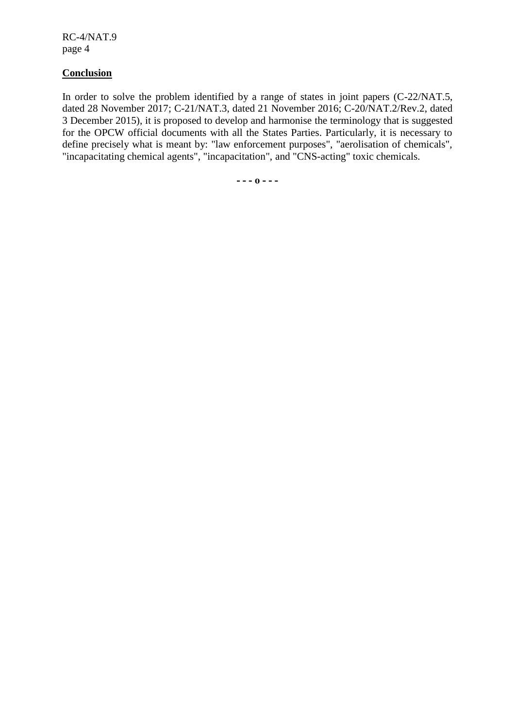## Conclusion

In order to solve the problem identified by a range of states in joint papers (C-22/NAT.5, dated 28 November 2017; C-21/NAT.3, dated 21 November 2016; C-20/NAT.2/Rev.2, dated 3 December 2015), it is proposed to develop and harmonise the terminology that is suggested for the OPCW official documents with all the States Parties. Particularly, it is necessary to define precisely what is meant by: "law enforcement purposes", "aerolisation of chemicals", "incapacitating chemical agents", "incapacitation", and "CNS-acting" toxic chemicals.

**- - - o - - -**